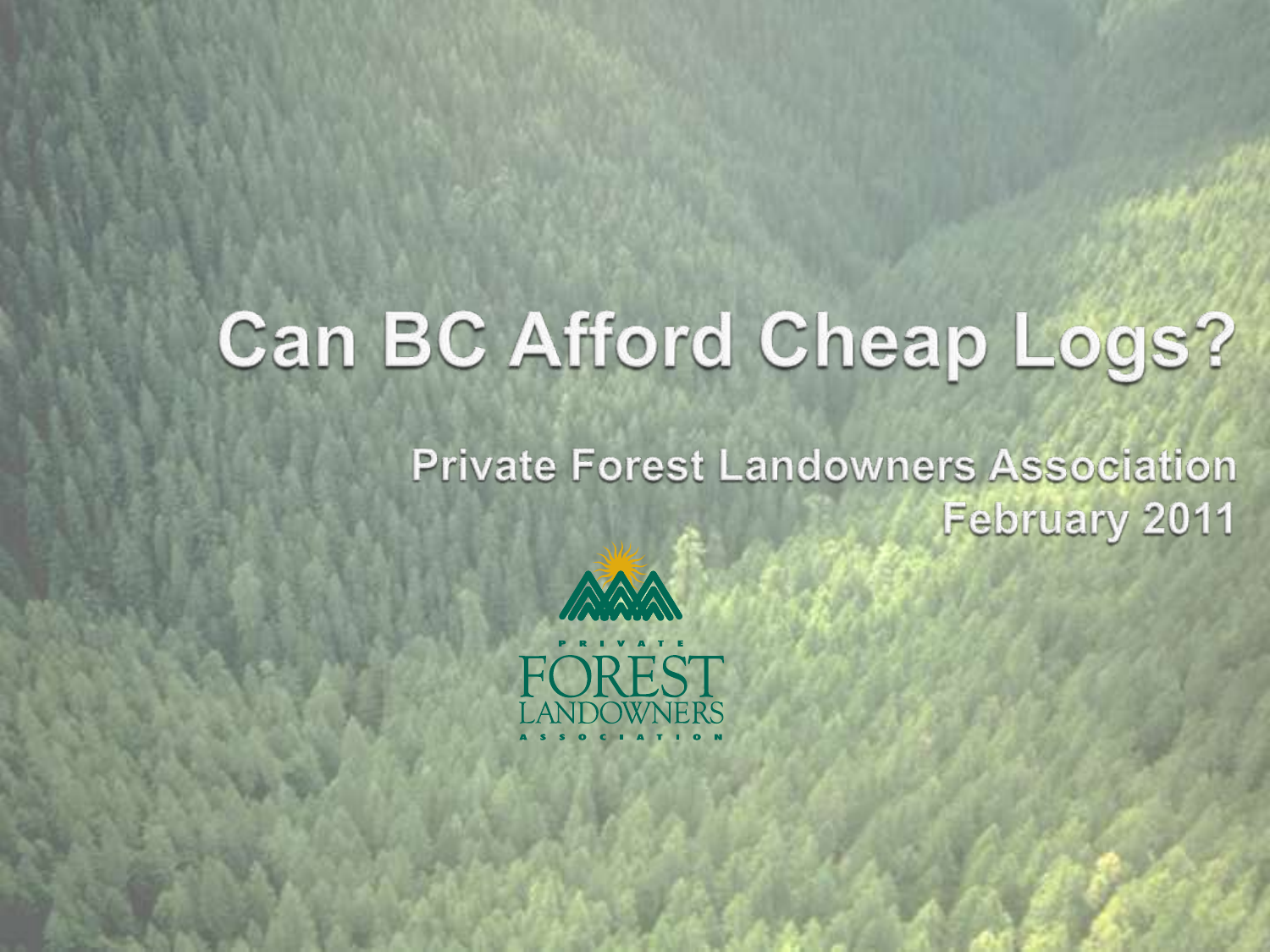# Can BC Afford Cheap Logs?

Private Forest Landowners Association

February 2011

PRIVATE FOREST LANDOWNERS ASSOCIATION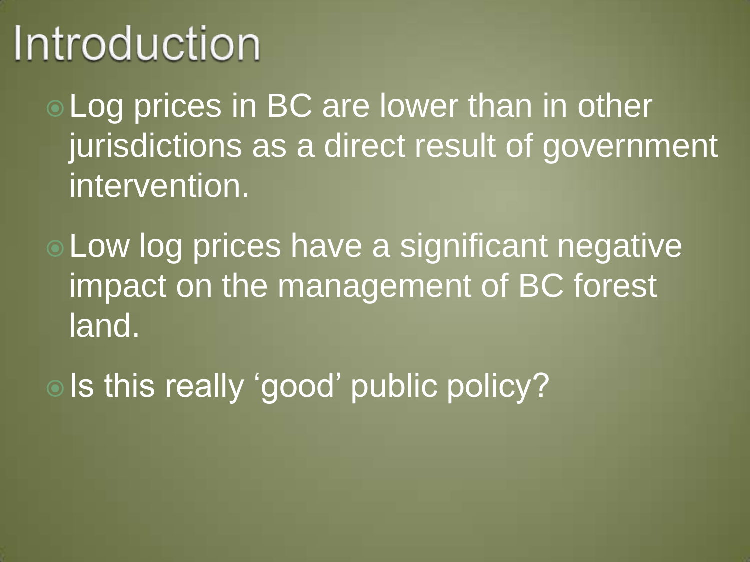# Introduction

- Log prices in BC are lower than in other jurisdictions as a direct result of government intervention.
- Low log prices have a significant negative impact on the management of BC forest land.
- Is this really ‘good’ public policy?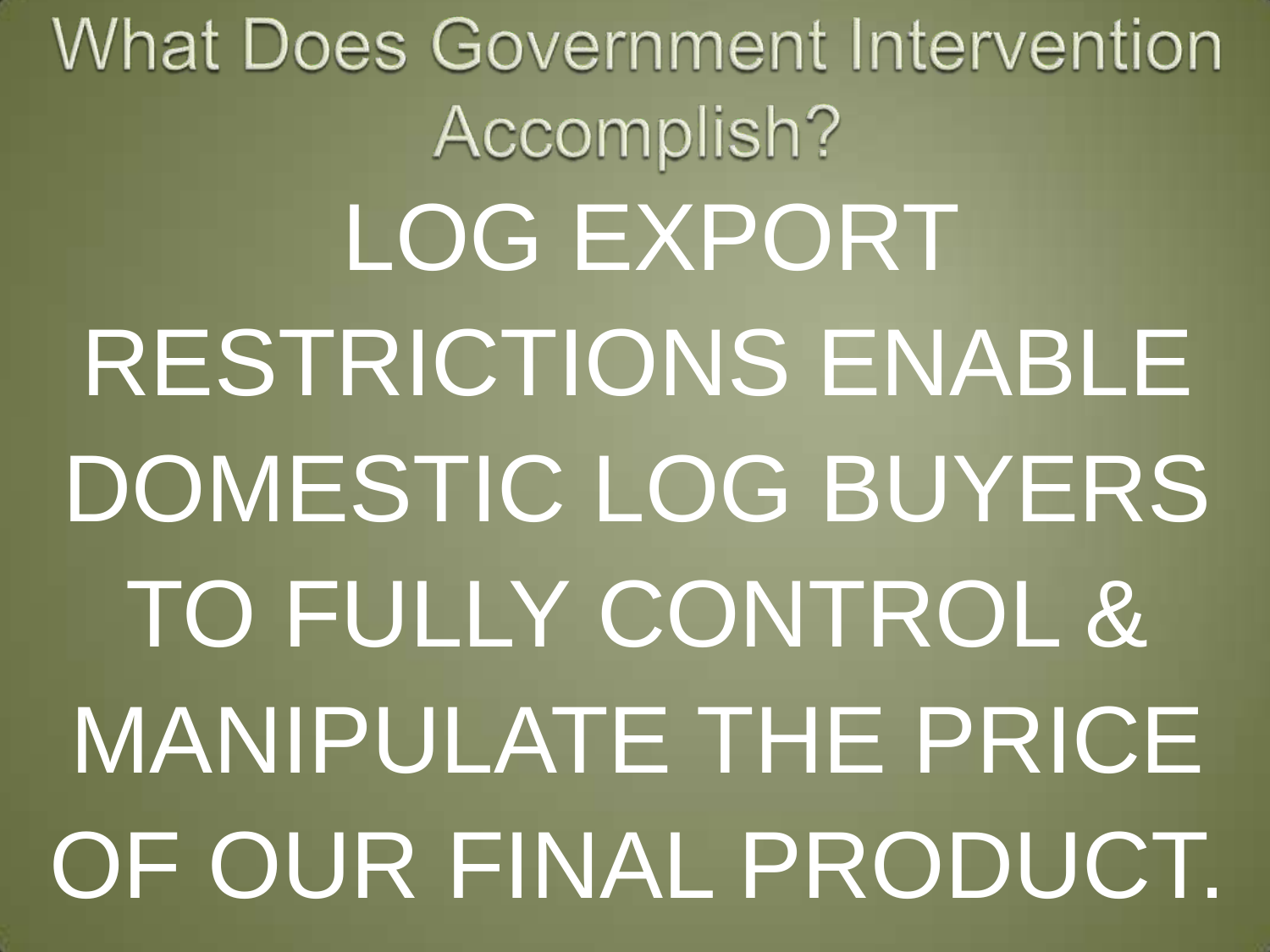# What Does Government Intervention Accomplish?

LOG EXPORT RESTRICTIONS ENABLE DOMESTIC LOG BUYERS TO FULLY CONTROL & MANIPULATE THE PRICE OF OUR FINAL PRODUCT.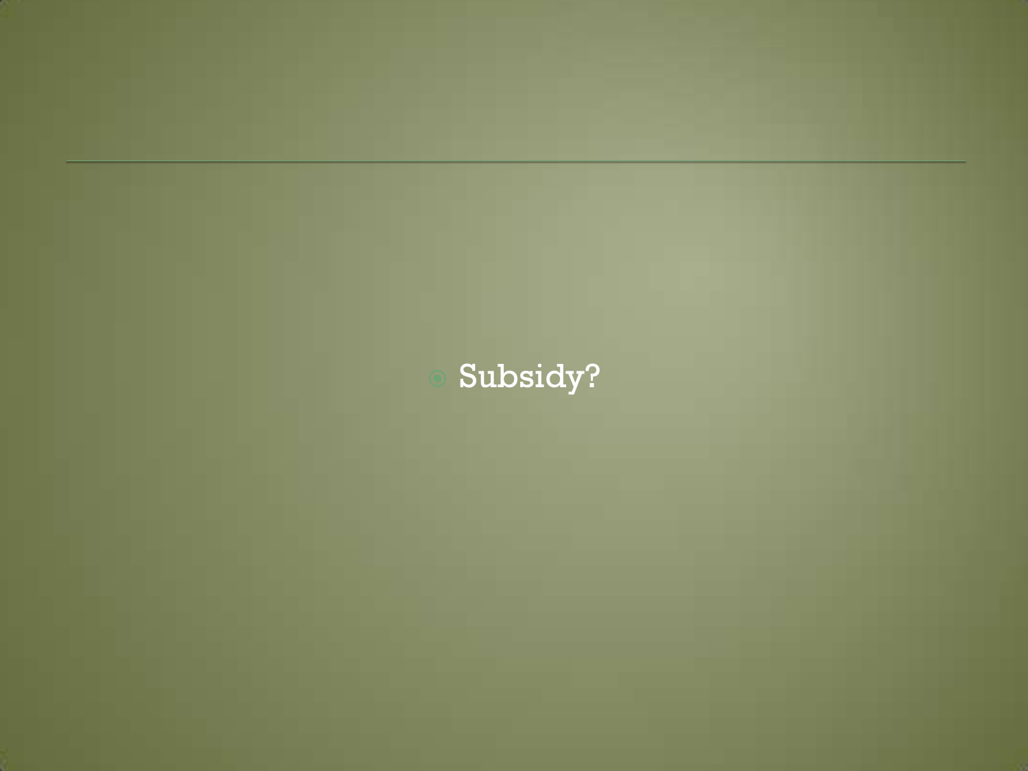- Subsidy?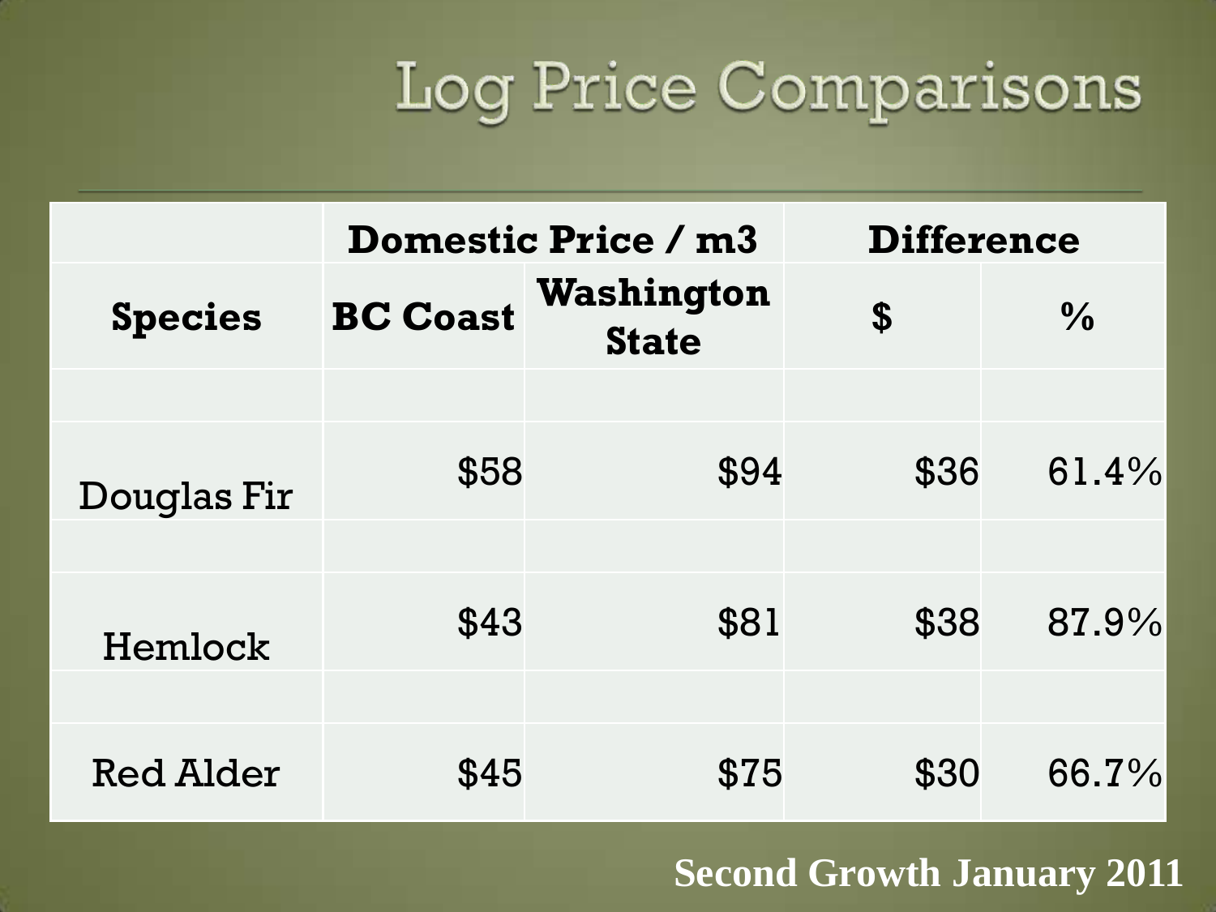# Log Price Comparisons

| | Domestic Price / m3 | | Difference | |
|---|---|---|---|---|
| Species | BC Coast | Washington State | $ | % |
| | | | | |
| Douglas Fir | $58 | $94 | $36 | 61.4% |
| | | | | |
| Hemlock | $43 | $81 | $38 | 87.9% |
| | | | | |
| Red Alder | $45 | $75 | $30 | 66.7% |

**Second Growth January 2011**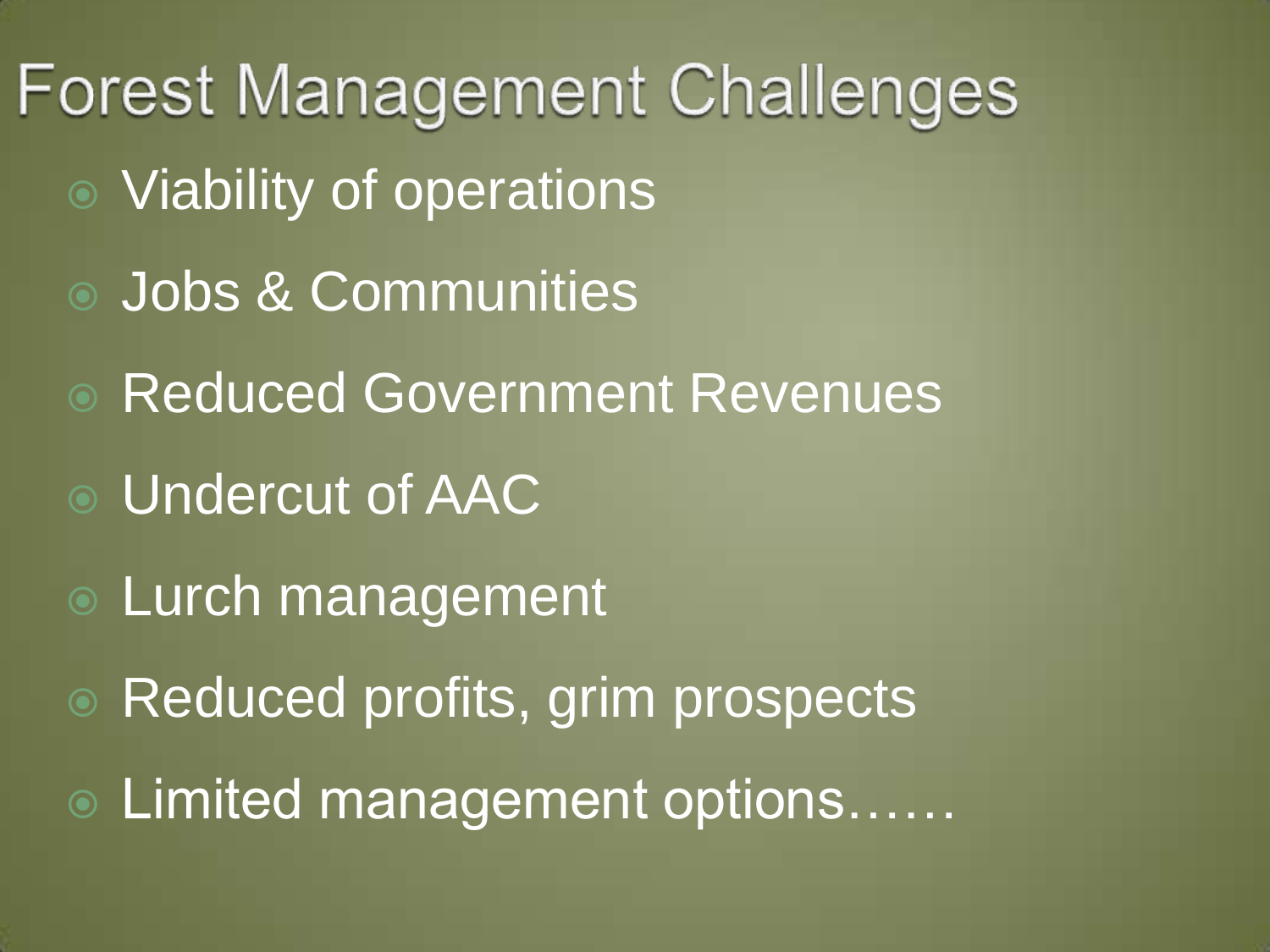# Forest Management Challenges

- Viability of operations
- Jobs & Communities
- Reduced Government Revenues
- Undercut of AAC
- Lurch management
- Reduced profits, grim prospects
- Limited management options……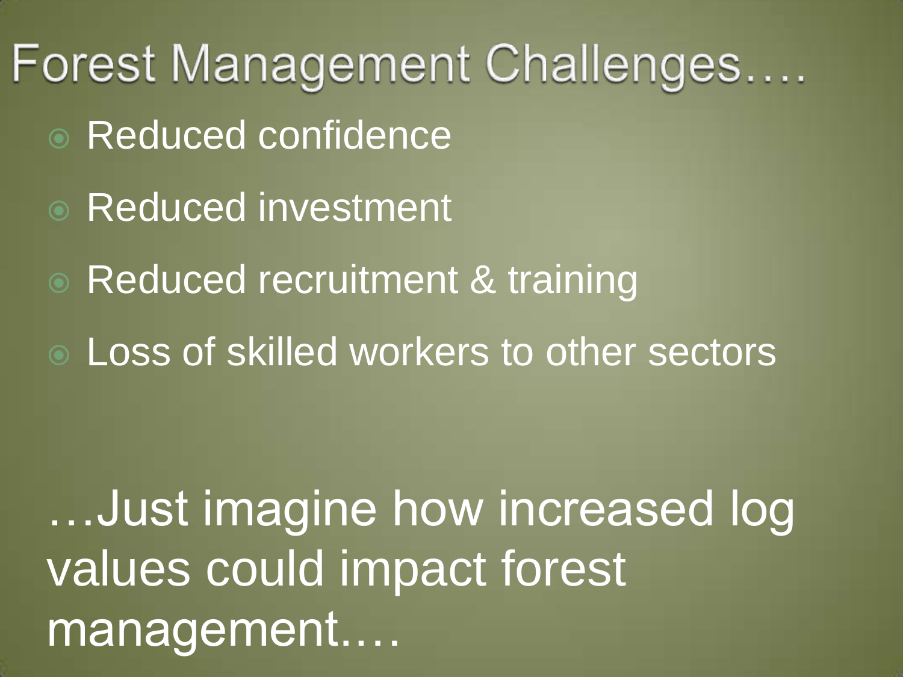# Forest Management Challenges….

- Reduced confidence
- Reduced investment
- Reduced recruitment & training
- Loss of skilled workers to other sectors

…Just imagine how increased log values could impact forest management….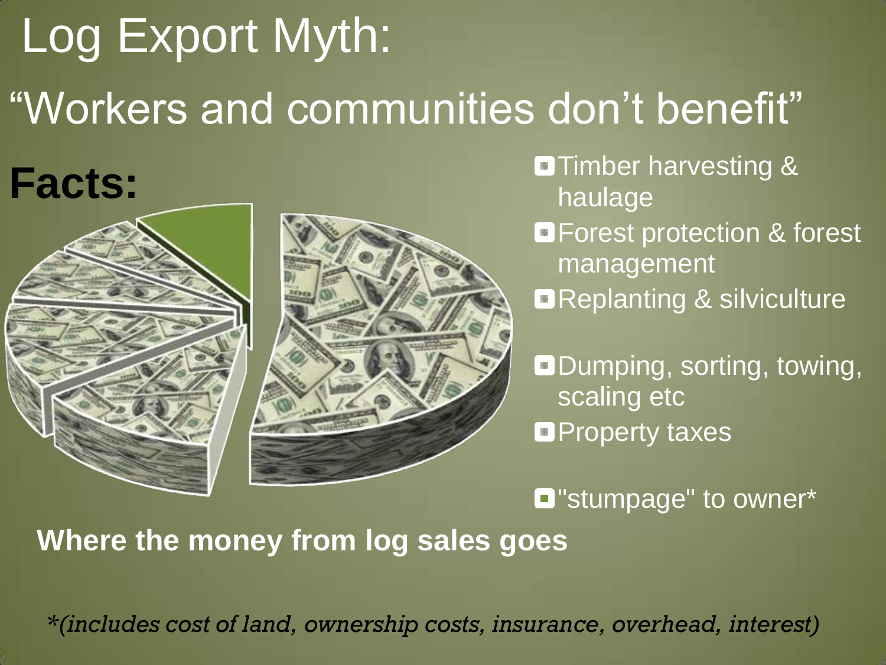# Log Export Myth:

## "Workers and communities don't benefit"

**Facts:**

- Timber harvesting & haulage
- Forest protection & forest management
- Replanting & silviculture
- Dumping, sorting, towing, scaling etc
- Property taxes
- "stumpage" to owner*

**Where the money from log sales goes**

*\*(includes cost of land, ownership costs, insurance, overhead, interest)*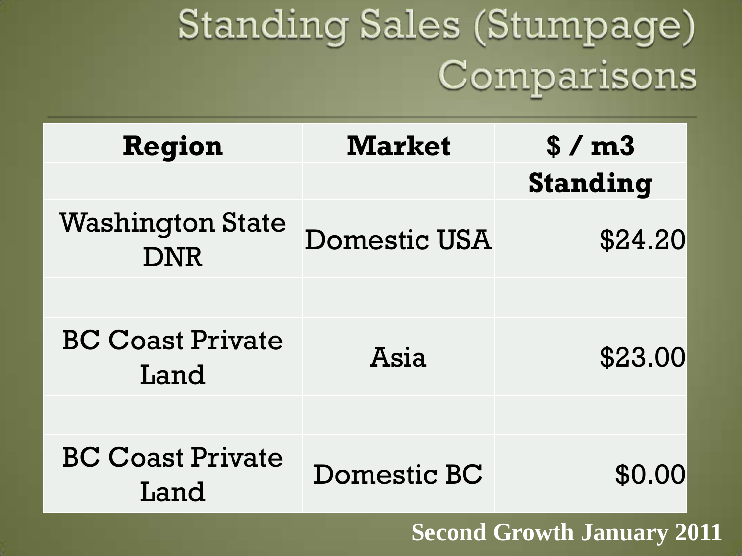# Standing Sales (Stumpage) Comparisons

| Region | Market | $ / m3 Standing |
|---|---|---|
| Washington State DNR | Domestic USA | $24.20 |
| | | |
| BC Coast Private Land | Asia | $23.00 |
| | | |
| BC Coast Private Land | Domestic BC | $0.00 |

**Second Growth January 2011**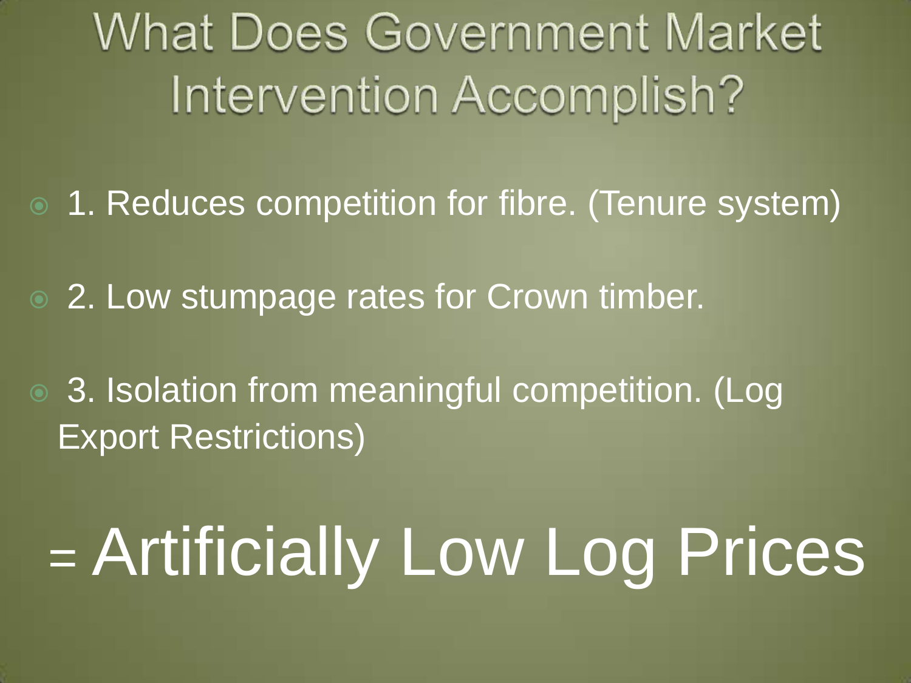# What Does Government Market Intervention Accomplish?

- 1. Reduces competition for fibre. (Tenure system)
- 2. Low stumpage rates for Crown timber.
- 3. Isolation from meaningful competition. (Log Export Restrictions)

**= Artificially Low Log Prices**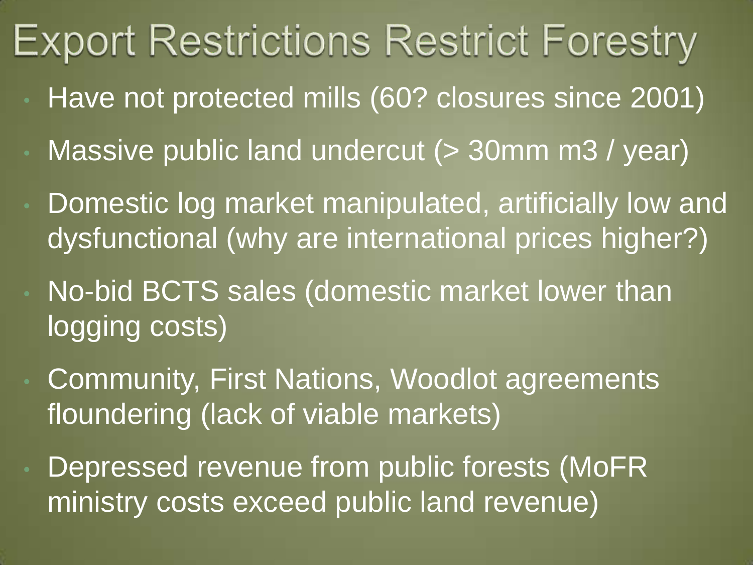# Export Restrictions Restrict Forestry

- Have not protected mills (60? closures since 2001)
- Massive public land undercut (> 30mm m3 / year)
- Domestic log market manipulated, artificially low and dysfunctional (why are international prices higher?)
- No-bid BCTS sales (domestic market lower than logging costs)
- Community, First Nations, Woodlot agreements floundering (lack of viable markets)
- Depressed revenue from public forests (MoFR ministry costs exceed public land revenue)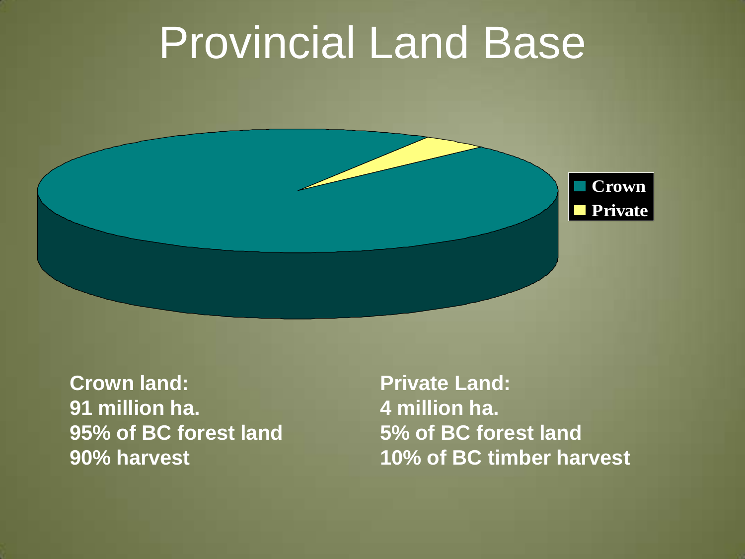# Provincial Land Base

**Crown land:**
**91 million ha.**
**95% of BC forest land**
**90% harvest**

**Private Land:**
**4 million ha.**
**5% of BC forest land**
**10% of BC timber harvest**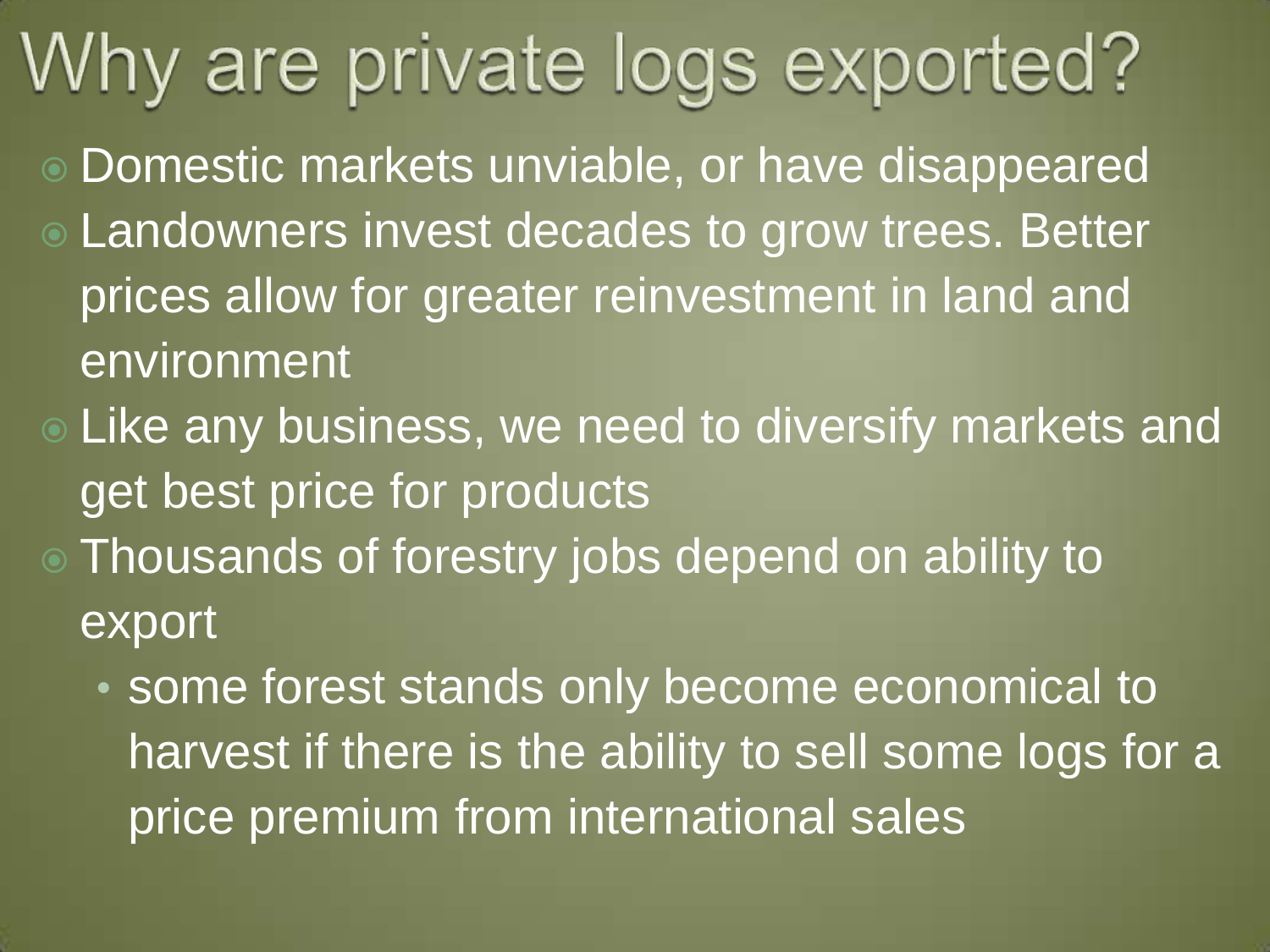# Why are private logs exported?

- Domestic markets unviable, or have disappeared
- Landowners invest decades to grow trees. Better prices allow for greater reinvestment in land and environment
- Like any business, we need to diversify markets and get best price for products
- Thousands of forestry jobs depend on ability to export
  - some forest stands only become economical to harvest if there is the ability to sell some logs for a price premium from international sales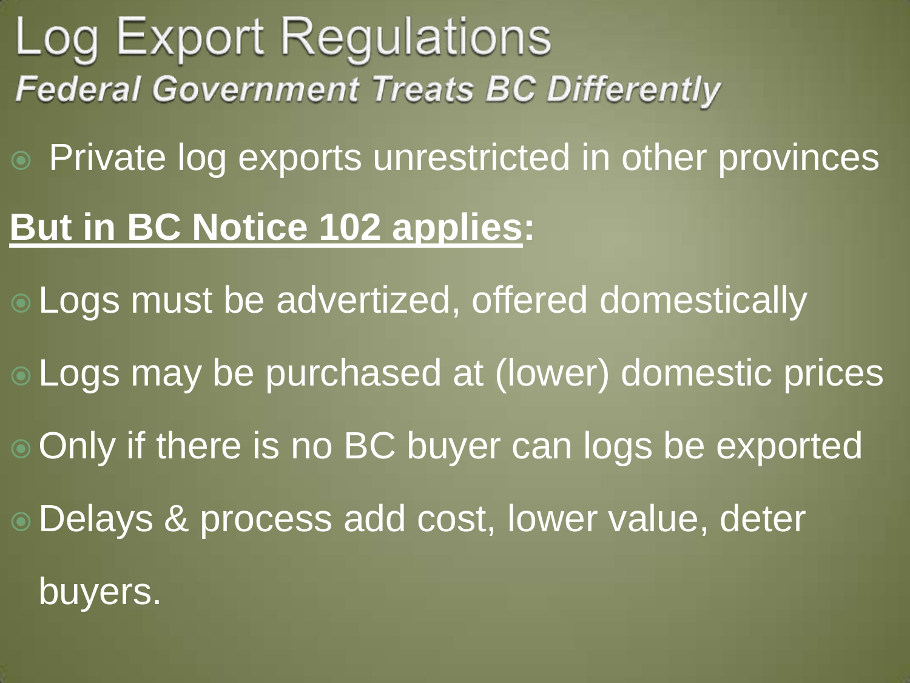# Log Export Regulations

***Federal Government Treats BC Differently***

- Private log exports unrestricted in other provinces

**But in BC Notice 102 applies:**

- Logs must be advertized, offered domestically
- Logs may be purchased at (lower) domestic prices
- Only if there is no BC buyer can logs be exported
- Delays & process add cost, lower value, deter buyers.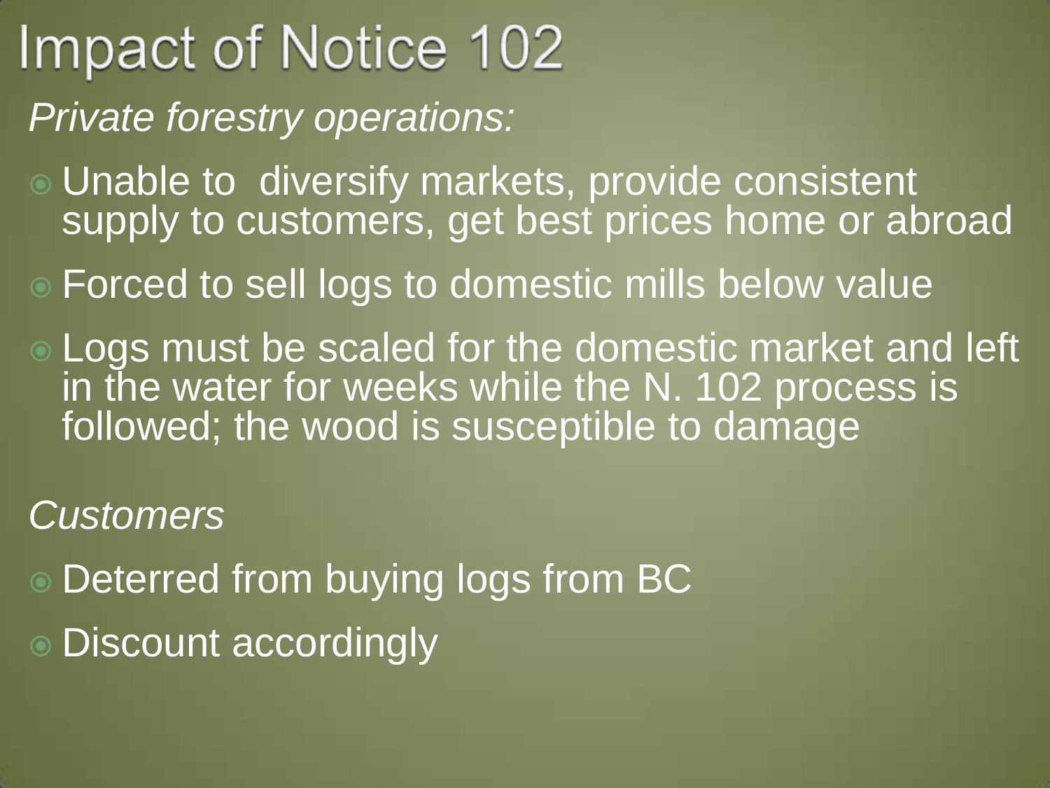# Impact of Notice 102

*Private forestry operations:*

- Unable to diversify markets, provide consistent supply to customers, get best prices home or abroad
- Forced to sell logs to domestic mills below value
- Logs must be scaled for the domestic market and left in the water for weeks while the N. 102 process is followed; the wood is susceptible to damage

*Customers*

- Deterred from buying logs from BC
- Discount accordingly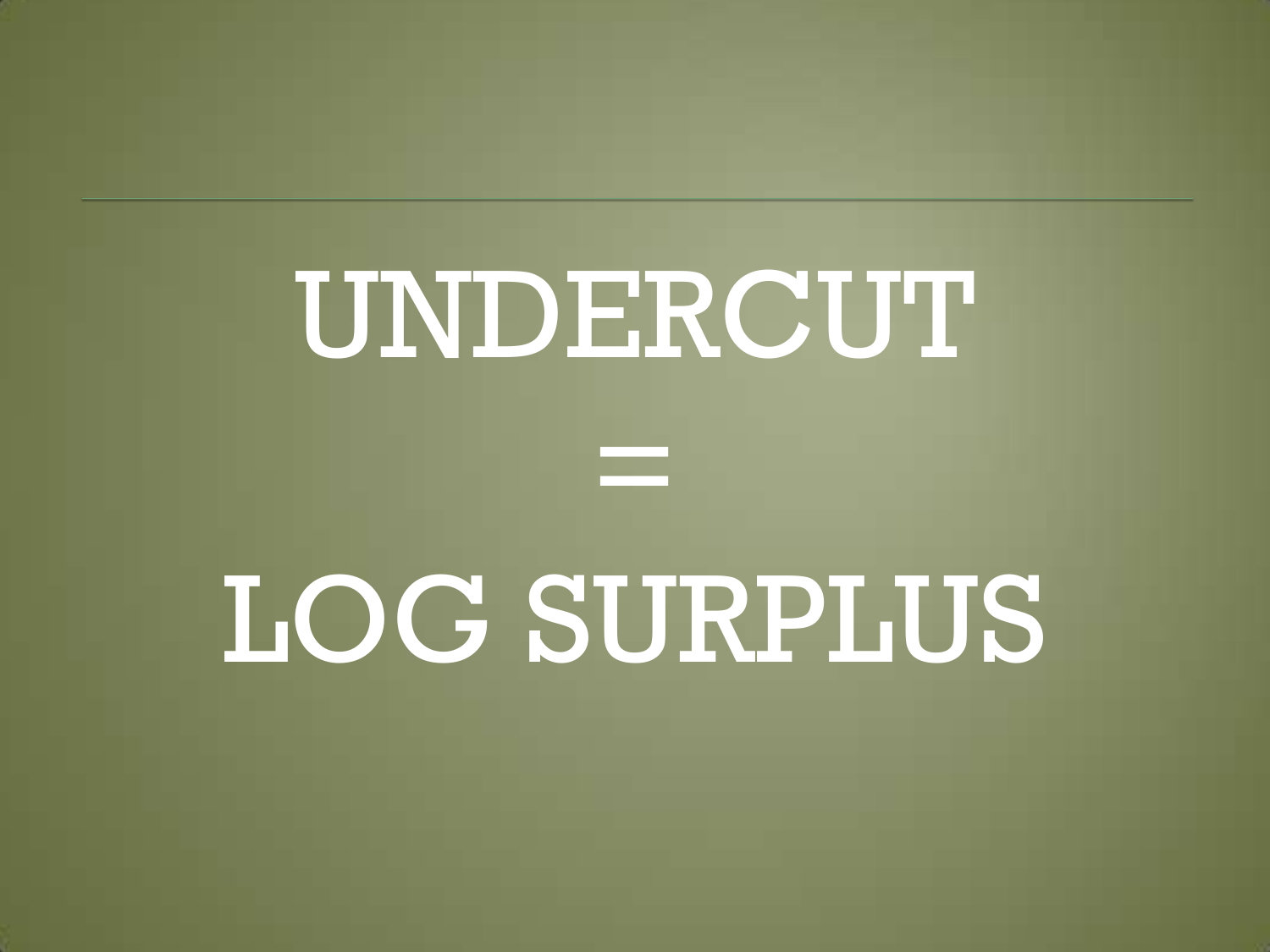# UNDERCUT

# =

# LOG SURPLUS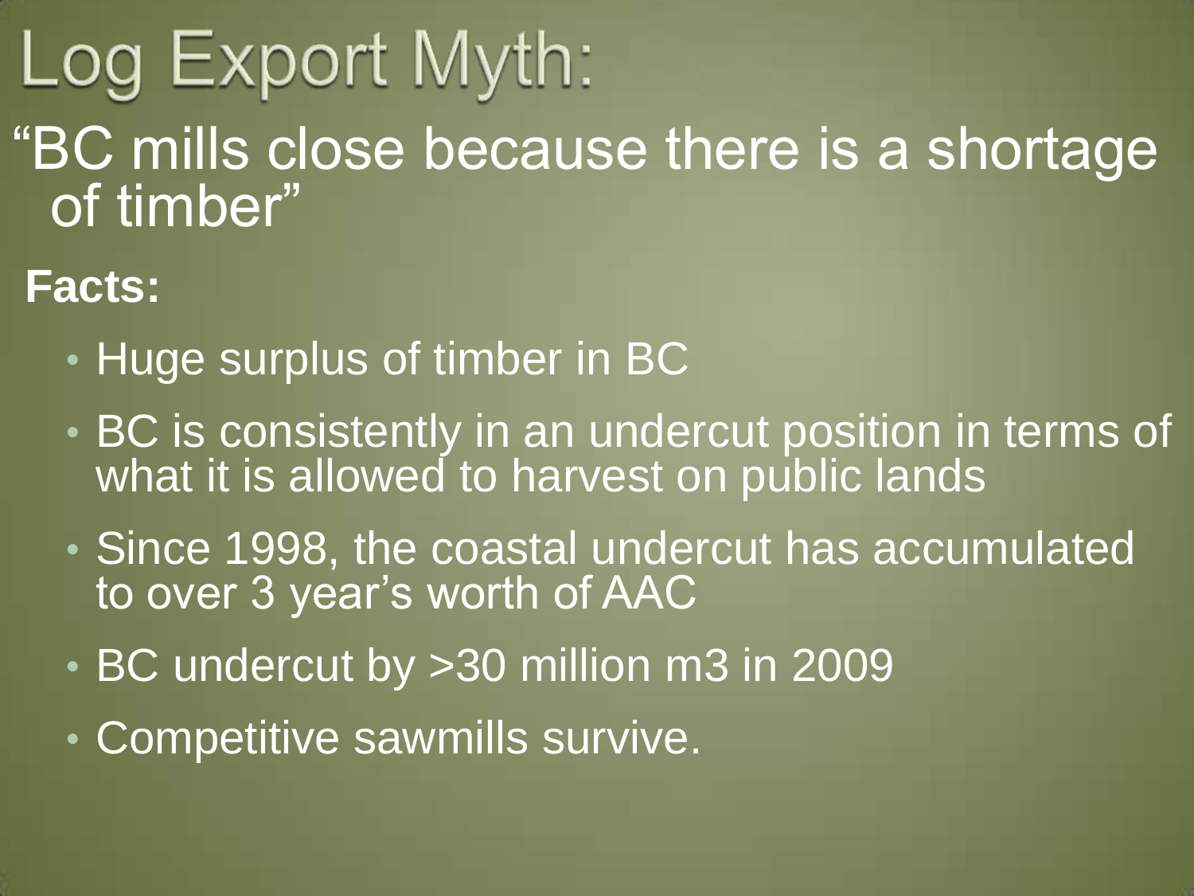# Log Export Myth:

"BC mills close because there is a shortage of timber"

**Facts:**

- Huge surplus of timber in BC
- BC is consistently in an undercut position in terms of what it is allowed to harvest on public lands
- Since 1998, the coastal undercut has accumulated to over 3 year's worth of AAC
- BC undercut by >30 million m3 in 2009
- Competitive sawmills survive.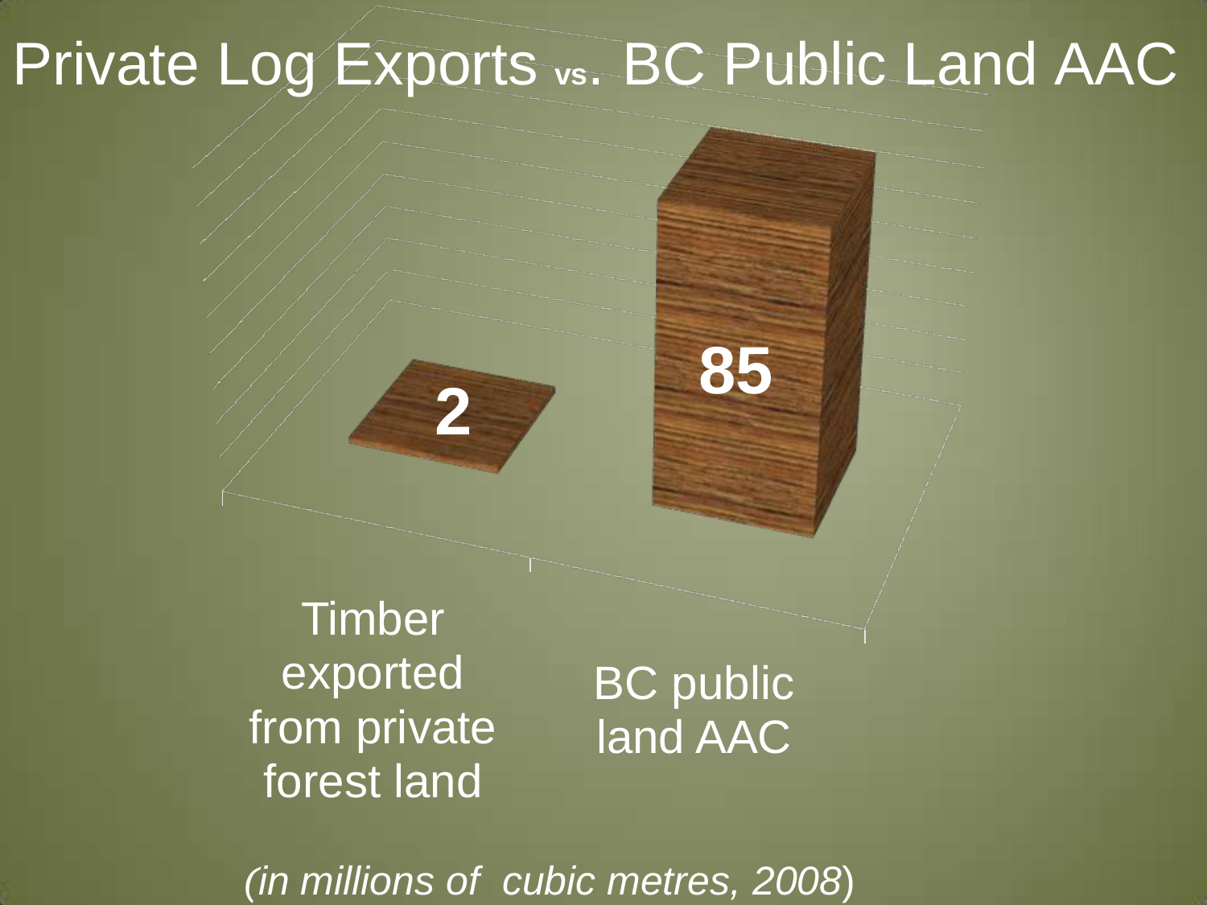# Private Log Exports vs. BC Public Land AAC

| Timber exported from private forest land | BC public land AAC |
| --- | --- |
| 2 | 85 |

*(in millions of cubic metres, 2008)*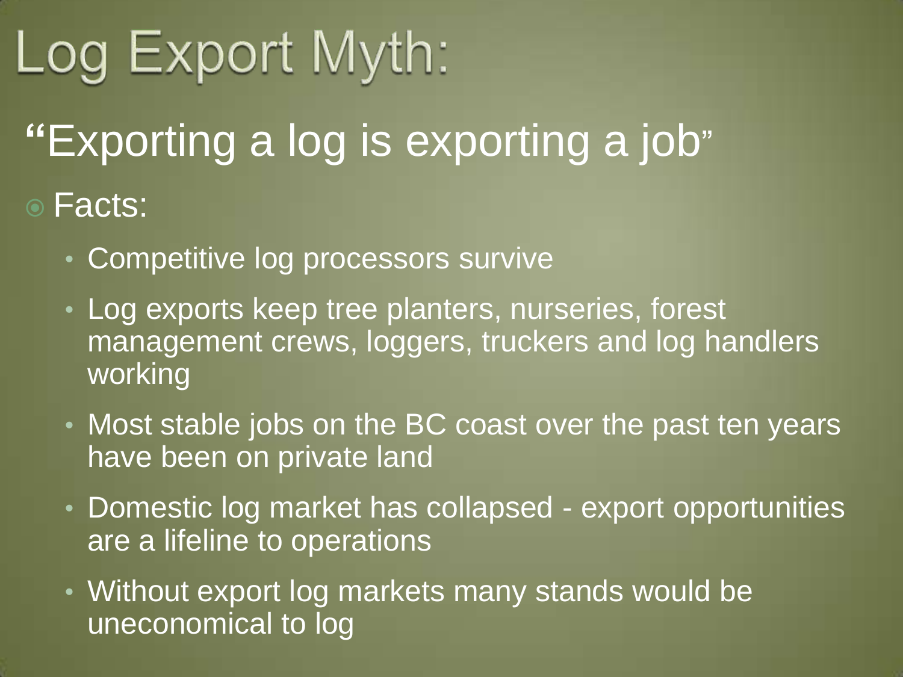# Log Export Myth:

## "Exporting a log is exporting a job"

- Facts:
  - Competitive log processors survive
  - Log exports keep tree planters, nurseries, forest management crews, loggers, truckers and log handlers working
  - Most stable jobs on the BC coast over the past ten years have been on private land
  - Domestic log market has collapsed - export opportunities are a lifeline to operations
  - Without export log markets many stands would be uneconomical to log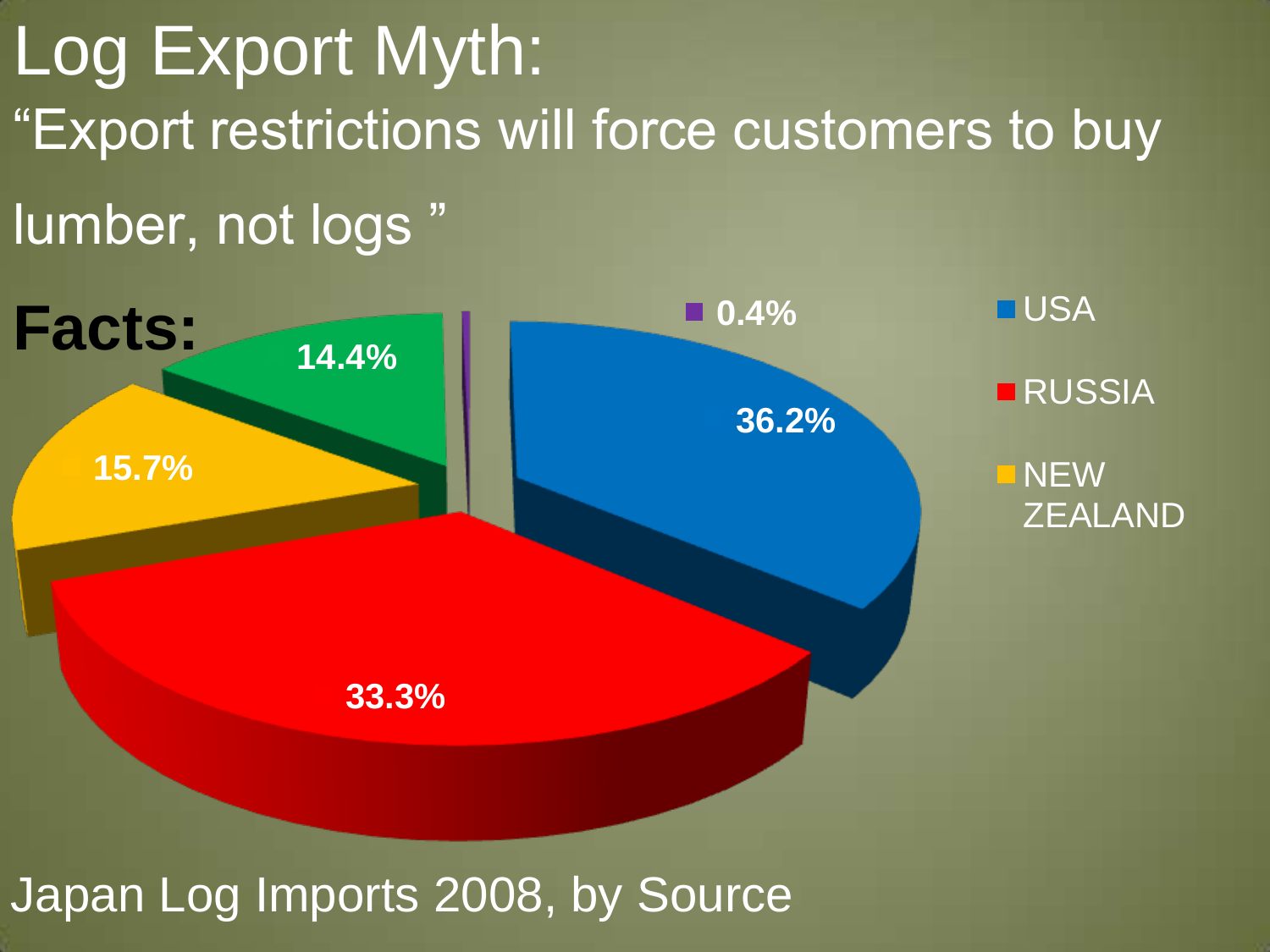# Log Export Myth:

## "Export restrictions will force customers to buy lumber, not logs "

**Facts:**

| Source | Share |
|---|---|
| USA | 36.2% |
| RUSSIA | 33.3% |
| NEW ZEALAND | 15.7% |
| | 14.4% |
| | 0.4% |

Japan Log Imports 2008, by Source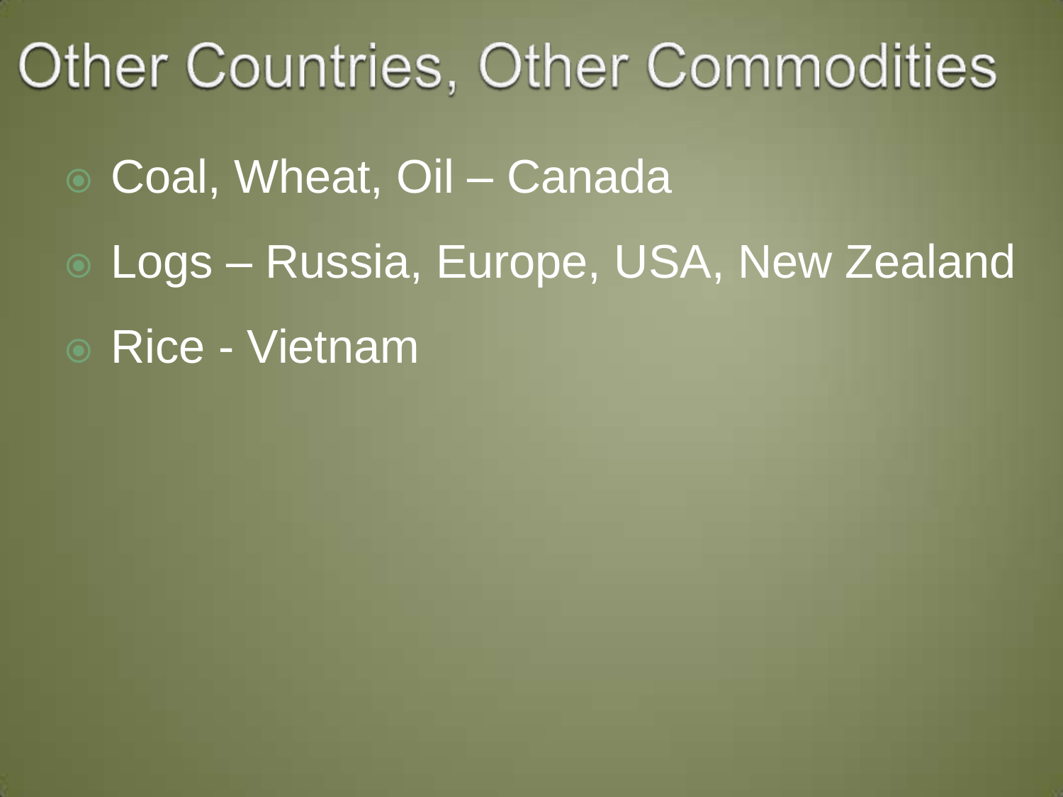# Other Countries, Other Commodities

- Coal, Wheat, Oil – Canada
- Logs – Russia, Europe, USA, New Zealand
- Rice - Vietnam